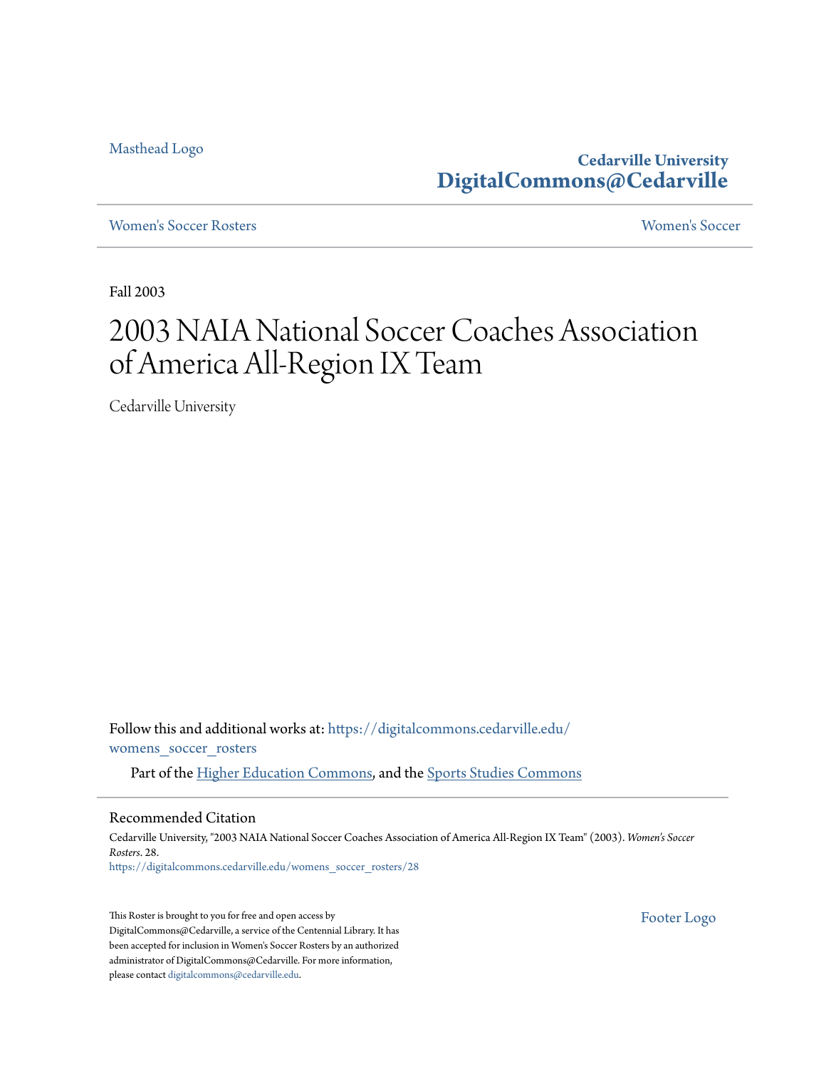Masthead Logo

**Cedarville University**
**DigitalCommons@Cedarville**

Women's Soccer Rosters | Women's Soccer

Fall 2003

# 2003 NAIA National Soccer Coaches Association of America All-Region IX Team

Cedarville University

Follow this and additional works at: https://digitalcommons.cedarville.edu/womens_soccer_rosters

Part of the Higher Education Commons, and the Sports Studies Commons

## Recommended Citation

Cedarville University, "2003 NAIA National Soccer Coaches Association of America All-Region IX Team" (2003). *Women's Soccer Rosters*. 28.
https://digitalcommons.cedarville.edu/womens_soccer_rosters/28

This Roster is brought to you for free and open access by DigitalCommons@Cedarville, a service of the Centennial Library. It has been accepted for inclusion in Women's Soccer Rosters by an authorized administrator of DigitalCommons@Cedarville. For more information, please contact digitalcommons@cedarville.edu.

Footer Logo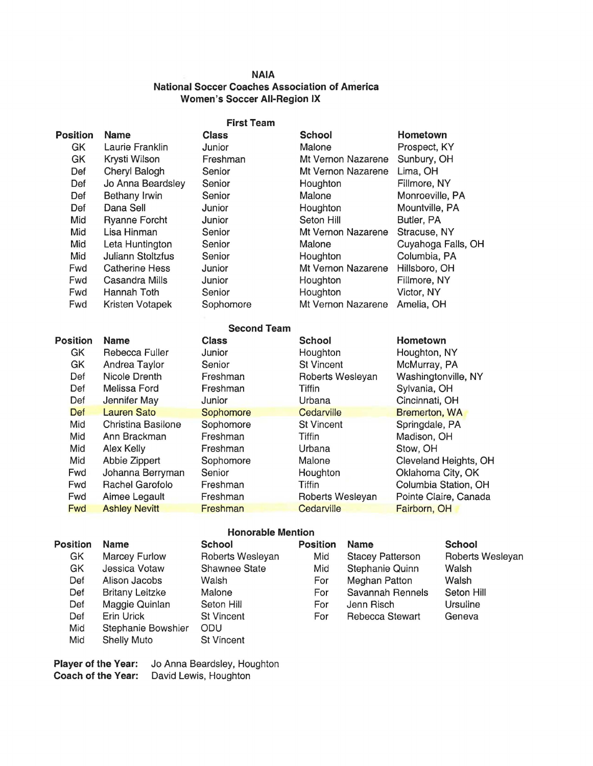**NAIA**
**National Soccer Coaches Association of America**
**Women's Soccer All-Region IX**

### First Team

| Position | Name | Class | School | Hometown |
|---|---|---|---|---|
| GK | Laurie Franklin | Junior | Malone | Prospect, KY |
| GK | Krysti Wilson | Freshman | Mt Vernon Nazarene | Sunbury, OH |
| Def | Cheryl Balogh | Senior | Mt Vernon Nazarene | Lima, OH |
| Def | Jo Anna Beardsley | Senior | Houghton | Fillmore, NY |
| Def | Bethany Irwin | Senior | Malone | Monroeville, PA |
| Def | Dana Sell | Junior | Houghton | Mountville, PA |
| Mid | Ryanne Forcht | Junior | Seton Hill | Butler, PA |
| Mid | Lisa Hinman | Senior | Mt Vernon Nazarene | Stracuse, NY |
| Mid | Leta Huntington | Senior | Malone | Cuyahoga Falls, OH |
| Mid | Juliann Stoltzfus | Senior | Houghton | Columbia, PA |
| Fwd | Catherine Hess | Junior | Mt Vernon Nazarene | Hillsboro, OH |
| Fwd | Casandra Mills | Junior | Houghton | Fillmore, NY |
| Fwd | Hannah Toth | Senior | Houghton | Victor, NY |
| Fwd | Kristen Votapek | Sophomore | Mt Vernon Nazarene | Amelia, OH |

### Second Team

| Position | Name | Class | School | Hometown |
|---|---|---|---|---|
| GK | Rebecca Fuller | Junior | Houghton | Houghton, NY |
| GK | Andrea Taylor | Senior | St Vincent | McMurray, PA |
| Def | Nicole Drenth | Freshman | Roberts Wesleyan | Washingtonville, NY |
| Def | Melissa Ford | Freshman | Tiffin | Sylvania, OH |
| Def | Jennifer May | Junior | Urbana | Cincinnati, OH |
| Def | Lauren Sato | Sophomore | Cedarville | Bremerton, WA |
| Mid | Christina Basilone | Sophomore | St Vincent | Springdale, PA |
| Mid | Ann Brackman | Freshman | Tiffin | Madison, OH |
| Mid | Alex Kelly | Freshman | Urbana | Stow, OH |
| Mid | Abbie Zippert | Sophomore | Malone | Cleveland Heights, OH |
| Fwd | Johanna Berryman | Senior | Houghton | Oklahoma City, OK |
| Fwd | Rachel Garofolo | Freshman | Tiffin | Columbia Station, OH |
| Fwd | Aimee Legault | Freshman | Roberts Wesleyan | Pointe Claire, Canada |
| Fwd | Ashley Nevitt | Freshman | Cedarville | Fairborn, OH |

### Honorable Mention

| Position | Name | School | Position | Name | School |
|---|---|---|---|---|---|
| GK | Marcey Furlow | Roberts Wesleyan | Mid | Stacey Patterson | Roberts Wesleyan |
| GK | Jessica Votaw | Shawnee State | Mid | Stephanie Quinn | Walsh |
| Def | Alison Jacobs | Walsh | For | Meghan Patton | Walsh |
| Def | Britany Leitzke | Malone | For | Savannah Rennels | Seton Hill |
| Def | Maggie Quinlan | Seton Hill | For | Jenn Risch | Ursuline |
| Def | Erin Urick | St Vincent | For | Rebecca Stewart | Geneva |
| Mid | Stephanie Bowshier | ODU | | | |
| Mid | Shelly Muto | St Vincent | | | |

**Player of the Year:** Jo Anna Beardsley, Houghton
**Coach of the Year:** David Lewis, Houghton